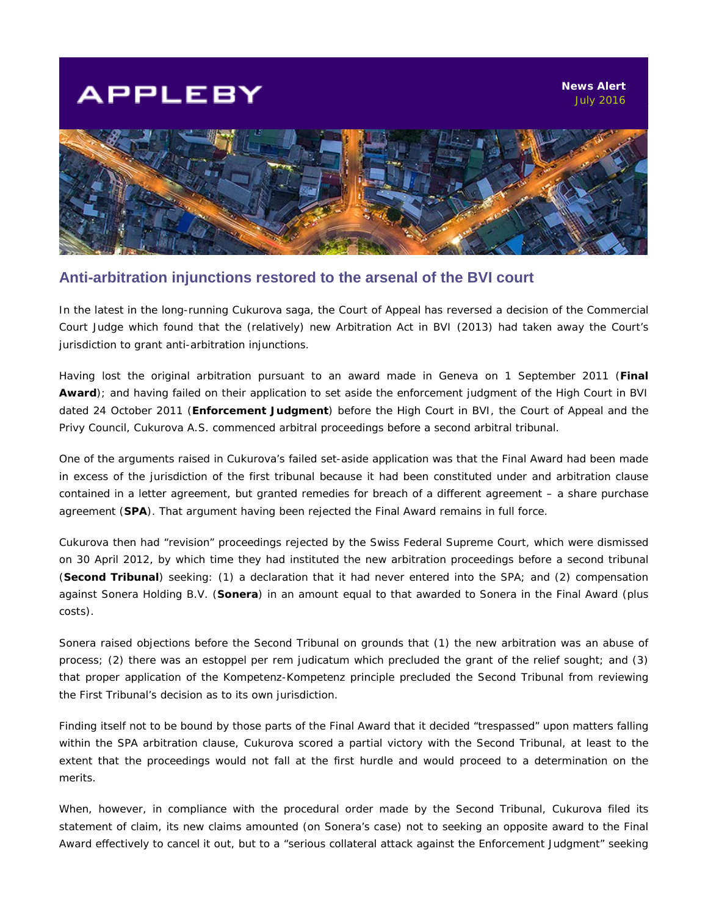APPLEBY

News Alert
July 2016

## Anti-arbitration injunctions restored to the arsenal of the BVI court

In the latest in the long-running Cukurova saga, the Court of Appeal has reversed a decision of the Commercial Court Judge which found that the (relatively) new Arbitration Act in BVI (2013) had taken away the Court's jurisdiction to grant anti-arbitration injunctions.

Having lost the original arbitration pursuant to an award made in Geneva on 1 September 2011 (**Final Award**); and having failed on their application to set aside the enforcement judgment of the High Court in BVI dated 24 October 2011 (**Enforcement Judgment**) before the High Court in BVI, the Court of Appeal and the Privy Council, Cukurova A.S. commenced arbitral proceedings before a second arbitral tribunal.

One of the arguments raised in Cukurova's failed set-aside application was that the Final Award had been made in excess of the jurisdiction of the first tribunal because it had been constituted under and arbitration clause contained in a letter agreement, but granted remedies for breach of a different agreement – a share purchase agreement (**SPA**). That argument having been rejected the Final Award remains in full force.

Cukurova then had "revision" proceedings rejected by the Swiss Federal Supreme Court, which were dismissed on 30 April 2012, by which time they had instituted the new arbitration proceedings before a second tribunal (**Second Tribunal**) seeking: (1) a declaration that it had never entered into the SPA; and (2) compensation against Sonera Holding B.V. (**Sonera**) in an amount equal to that awarded to Sonera in the Final Award (plus costs).

Sonera raised objections before the Second Tribunal on grounds that (1) the new arbitration was an abuse of process; (2) there was an estoppel per rem judicatum which precluded the grant of the relief sought; and (3) that proper application of the Kompetenz-Kompetenz principle precluded the Second Tribunal from reviewing the First Tribunal's decision as to its own jurisdiction.

Finding itself not to be bound by those parts of the Final Award that it decided "trespassed" upon matters falling within the SPA arbitration clause, Cukurova scored a partial victory with the Second Tribunal, at least to the extent that the proceedings would not fall at the first hurdle and would proceed to a determination on the merits.

When, however, in compliance with the procedural order made by the Second Tribunal, Cukurova filed its statement of claim, its new claims amounted (on Sonera's case) not to seeking an opposite award to the Final Award effectively to cancel it out, but to a "serious collateral attack against the Enforcement Judgment" seeking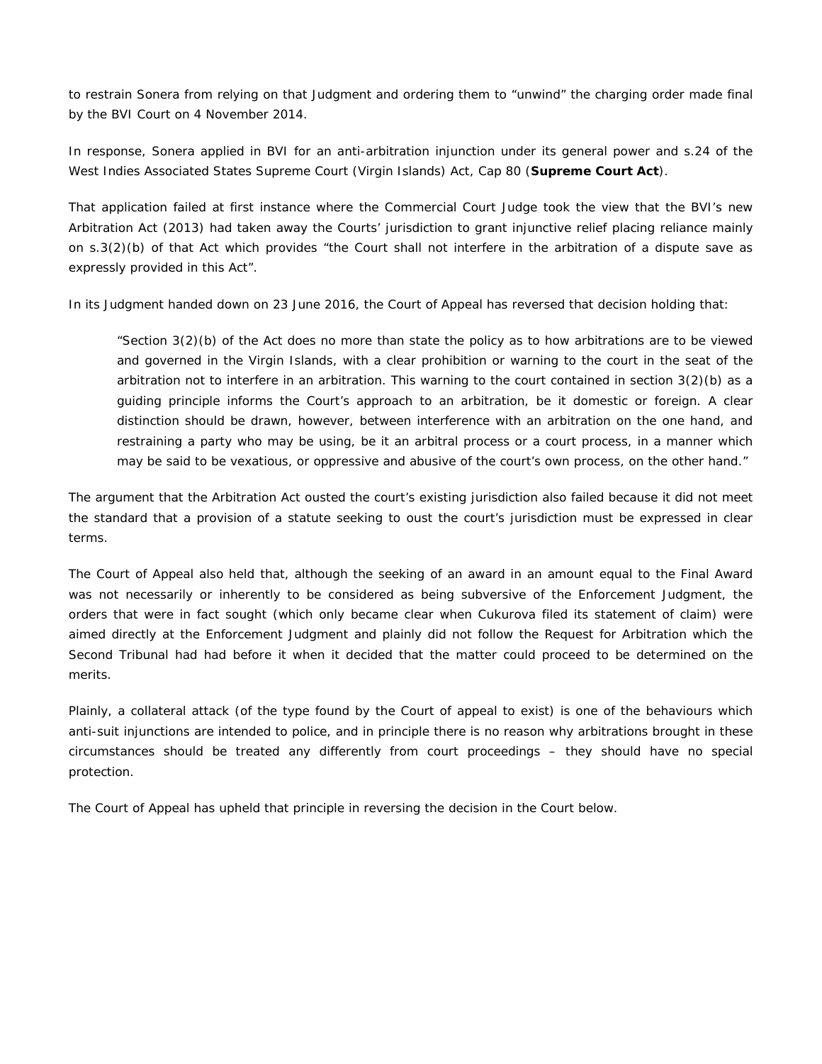to restrain Sonera from relying on that Judgment and ordering them to "unwind" the charging order made final by the BVI Court on 4 November 2014.

In response, Sonera applied in BVI for an anti-arbitration injunction under its general power and s.24 of the West Indies Associated States Supreme Court (Virgin Islands) Act, Cap 80 (**Supreme Court Act**).

That application failed at first instance where the Commercial Court Judge took the view that the BVI's new Arbitration Act (2013) had taken away the Courts' jurisdiction to grant injunctive relief placing reliance mainly on s.3(2)(b) of that Act which provides "the Court shall not interfere in the arbitration of a dispute save as expressly provided in this Act".

In its Judgment handed down on 23 June 2016, the Court of Appeal has reversed that decision holding that:

> "Section 3(2)(b) of the Act does no more than state the policy as to how arbitrations are to be viewed and governed in the Virgin Islands, with a clear prohibition or warning to the court in the seat of the arbitration not to interfere in an arbitration. This warning to the court contained in section 3(2)(b) as a guiding principle informs the Court's approach to an arbitration, be it domestic or foreign. A clear distinction should be drawn, however, between interference with an arbitration on the one hand, and restraining a party who may be using, be it an arbitral process or a court process, in a manner which may be said to be vexatious, or oppressive and abusive of the court's own process, on the other hand."

The argument that the Arbitration Act ousted the court's existing jurisdiction also failed because it did not meet the standard that a provision of a statute seeking to oust the court's jurisdiction must be expressed in clear terms.

The Court of Appeal also held that, although the seeking of an award in an amount equal to the Final Award was not necessarily or inherently to be considered as being subversive of the Enforcement Judgment, the orders that were in fact sought (which only became clear when Cukurova filed its statement of claim) were aimed directly at the Enforcement Judgment and plainly did not follow the Request for Arbitration which the Second Tribunal had had before it when it decided that the matter could proceed to be determined on the merits.

Plainly, a collateral attack (of the type found by the Court of appeal to exist) is one of the behaviours which anti-suit injunctions are intended to police, and in principle there is no reason why arbitrations brought in these circumstances should be treated any differently from court proceedings – they should have no special protection.

The Court of Appeal has upheld that principle in reversing the decision in the Court below.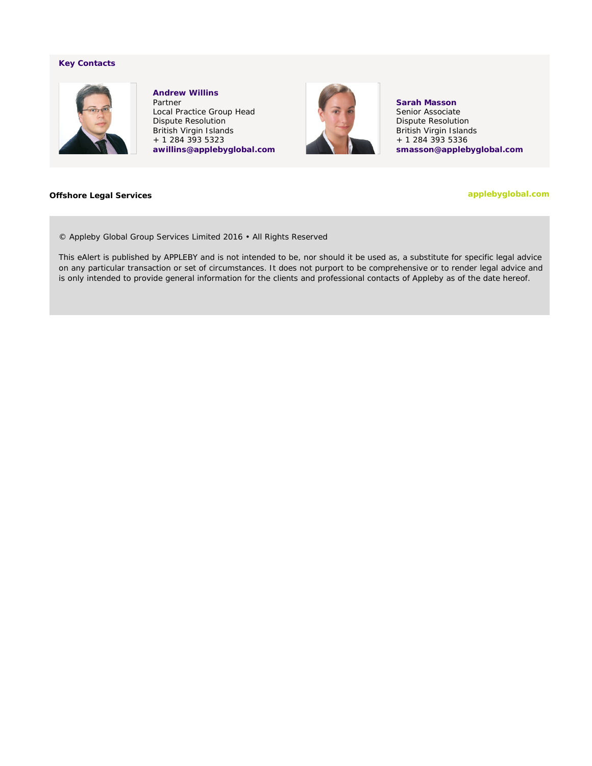**Key Contacts**

**Andrew Willins**
Partner
Local Practice Group Head
Dispute Resolution
British Virgin Islands
+ 1 284 393 5323
**awillins@applebyglobal.com**

**Sarah Masson**
Senior Associate
Dispute Resolution
British Virgin Islands
+ 1 284 393 5336
**smasson@applebyglobal.com**

**Offshore Legal Services**

**applebyglobal.com**

© Appleby Global Group Services Limited 2016 • All Rights Reserved

This eAlert is published by APPLEBY and is not intended to be, nor should it be used as, a substitute for specific legal advice on any particular transaction or set of circumstances. It does not purport to be comprehensive or to render legal advice and is only intended to provide general information for the clients and professional contacts of Appleby as of the date hereof.